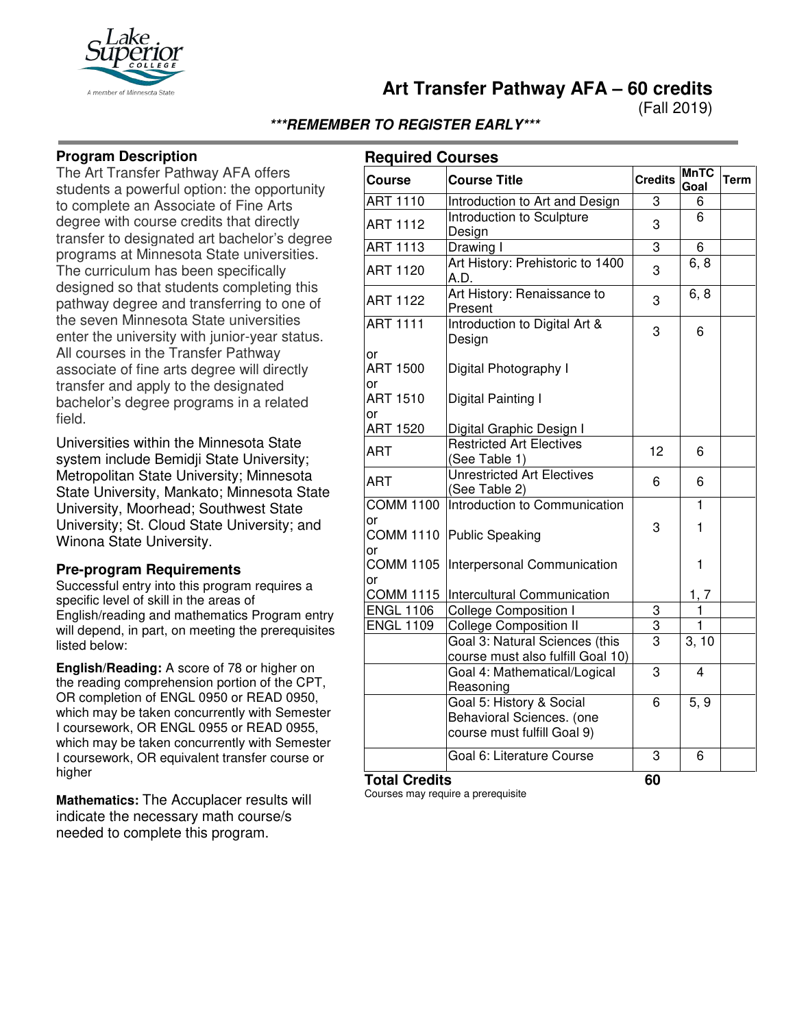# Art Transfer Pathway AFA – 60 credits

(Fall 2019)

***REMEMBER TO REGISTER EARLY***

## Program Description

The Art Transfer Pathway AFA offers students a powerful option: the opportunity to complete an Associate of Fine Arts degree with course credits that directly transfer to designated art bachelor's degree programs at Minnesota State universities. The curriculum has been specifically designed so that students completing this pathway degree and transferring to one of the seven Minnesota State universities enter the university with junior-year status. All courses in the Transfer Pathway associate of fine arts degree will directly transfer and apply to the designated bachelor's degree programs in a related field.

Universities within the Minnesota State system include Bemidji State University; Metropolitan State University; Minnesota State University, Mankato; Minnesota State University, Moorhead; Southwest State University; St. Cloud State University; and Winona State University.

### Pre-program Requirements

Successful entry into this program requires a specific level of skill in the areas of English/reading and mathematics Program entry will depend, in part, on meeting the prerequisites listed below:

**English/Reading:** A score of 78 or higher on the reading comprehension portion of the CPT, OR completion of ENGL 0950 or READ 0950, which may be taken concurrently with Semester I coursework, OR ENGL 0955 or READ 0955, which may be taken concurrently with Semester I coursework, OR equivalent transfer course or higher

**Mathematics:** The Accuplacer results will indicate the necessary math course/s needed to complete this program.

## Required Courses

| Course | Course Title | Credits | MnTC Goal | Term |
|---|---|---|---|---|
| ART 1110 | Introduction to Art and Design | 3 | 6 | |
| ART 1112 | Introduction to Sculpture Design | 3 | 6 | |
| ART 1113 | Drawing I | 3 | 6 | |
| ART 1120 | Art History: Prehistoric to 1400 A.D. | 3 | 6, 8 | |
| ART 1122 | Art History: Renaissance to Present | 3 | 6, 8 | |
| ART 1111<br>or<br>ART 1500<br>or<br>ART 1510<br>or<br>ART 1520 | Introduction to Digital Art & Design<br><br>Digital Photography I<br><br>Digital Painting I<br><br>Digital Graphic Design I | 3 | 6 | |
| ART | Restricted Art Electives (See Table 1) | 12 | 6 | |
| ART | Unrestricted Art Electives (See Table 2) | 6 | 6 | |
| COMM 1100<br>or<br>COMM 1110<br>or<br>COMM 1105<br>or<br>COMM 1115 | Introduction to Communication<br><br>Public Speaking<br><br>Interpersonal Communication<br><br>Intercultural Communication | 3 | 1<br><br>1<br><br>1<br><br>1, 7 | |
| ENGL 1106 | College Composition I | 3 | 1 | |
| ENGL 1109 | College Composition II | 3 | 1 | |
| | Goal 3: Natural Sciences (this course must also fulfill Goal 10) | 3 | 3, 10 | |
| | Goal 4: Mathematical/Logical Reasoning | 3 | 4 | |
| | Goal 5: History & Social Behavioral Sciences. (one course must fulfill Goal 9) | 6 | 5, 9 | |
| | Goal 6: Literature Course | 3 | 6 | |
| **Total Credits** | | **60** | | |

Courses may require a prerequisite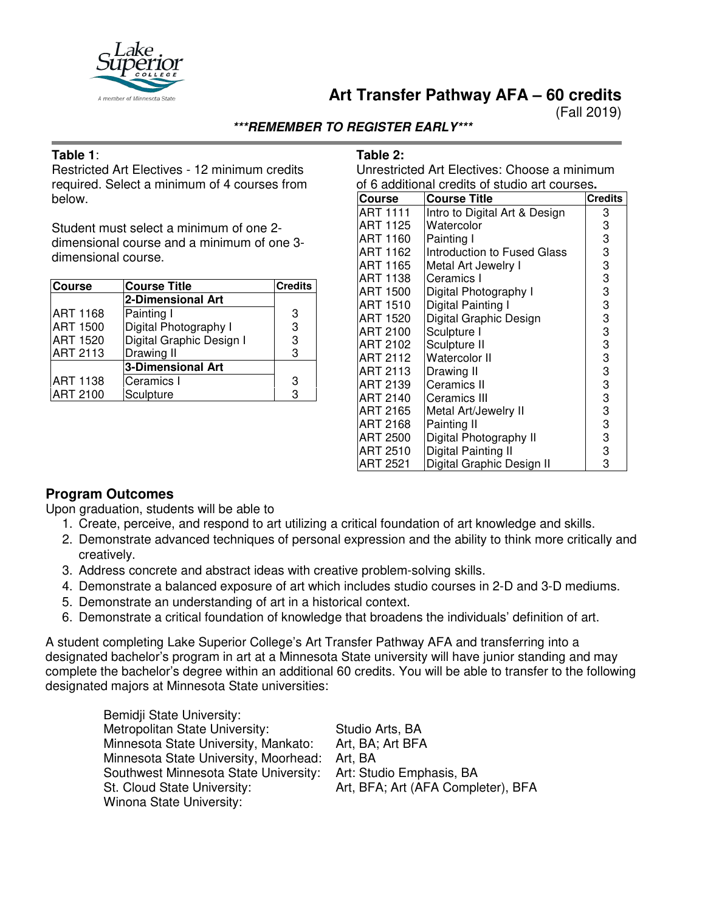# Art Transfer Pathway AFA – 60 credits

(Fall 2019)

***REMEMBER TO REGISTER EARLY***

**Table 1**:

Restricted Art Electives - 12 minimum credits required. Select a minimum of 4 courses from below.

Student must select a minimum of one 2-dimensional course and a minimum of one 3-dimensional course.

| Course | Course Title | Credits |
|---|---|---|
| | **2-Dimensional Art** | |
| ART 1168 | Painting I | 3 |
| ART 1500 | Digital Photography I | 3 |
| ART 1520 | Digital Graphic Design I | 3 |
| ART 2113 | Drawing II | 3 |
| | **3-Dimensional Art** | |
| ART 1138 | Ceramics I | 3 |
| ART 2100 | Sculpture | 3 |

**Table 2:**

Unrestricted Art Electives: Choose a minimum of 6 additional credits of studio art courses**.**

| Course | Course Title | Credits |
|---|---|---|
| ART 1111 | Intro to Digital Art & Design | 3 |
| ART 1125 | Watercolor | 3 |
| ART 1160 | Painting I | 3 |
| ART 1162 | Introduction to Fused Glass | 3 |
| ART 1165 | Metal Art Jewelry I | 3 |
| ART 1138 | Ceramics I | 3 |
| ART 1500 | Digital Photography I | 3 |
| ART 1510 | Digital Painting I | 3 |
| ART 1520 | Digital Graphic Design | 3 |
| ART 2100 | Sculpture I | 3 |
| ART 2102 | Sculpture II | 3 |
| ART 2112 | Watercolor II | 3 |
| ART 2113 | Drawing II | 3 |
| ART 2139 | Ceramics II | 3 |
| ART 2140 | Ceramics III | 3 |
| ART 2165 | Metal Art/Jewelry II | 3 |
| ART 2168 | Painting II | 3 |
| ART 2500 | Digital Photography II | 3 |
| ART 2510 | Digital Painting II | 3 |
| ART 2521 | Digital Graphic Design II | 3 |

## Program Outcomes

Upon graduation, students will be able to

1. Create, perceive, and respond to art utilizing a critical foundation of art knowledge and skills.
2. Demonstrate advanced techniques of personal expression and the ability to think more critically and creatively.
3. Address concrete and abstract ideas with creative problem-solving skills.
4. Demonstrate a balanced exposure of art which includes studio courses in 2-D and 3-D mediums.
5. Demonstrate an understanding of art in a historical context.
6. Demonstrate a critical foundation of knowledge that broadens the individuals' definition of art.

A student completing Lake Superior College's Art Transfer Pathway AFA and transferring into a designated bachelor's program in art at a Minnesota State university will have junior standing and may complete the bachelor's degree within an additional 60 credits. You will be able to transfer to the following designated majors at Minnesota State universities:

| | |
|---|---|
| Bemidji State University: | |
| Metropolitan State University: | Studio Arts, BA |
| Minnesota State University, Mankato: | Art, BA; Art BFA |
| Minnesota State University, Moorhead: | Art, BA |
| Southwest Minnesota State University: | Art: Studio Emphasis, BA |
| St. Cloud State University: | Art, BFA; Art (AFA Completer), BFA |
| Winona State University: | |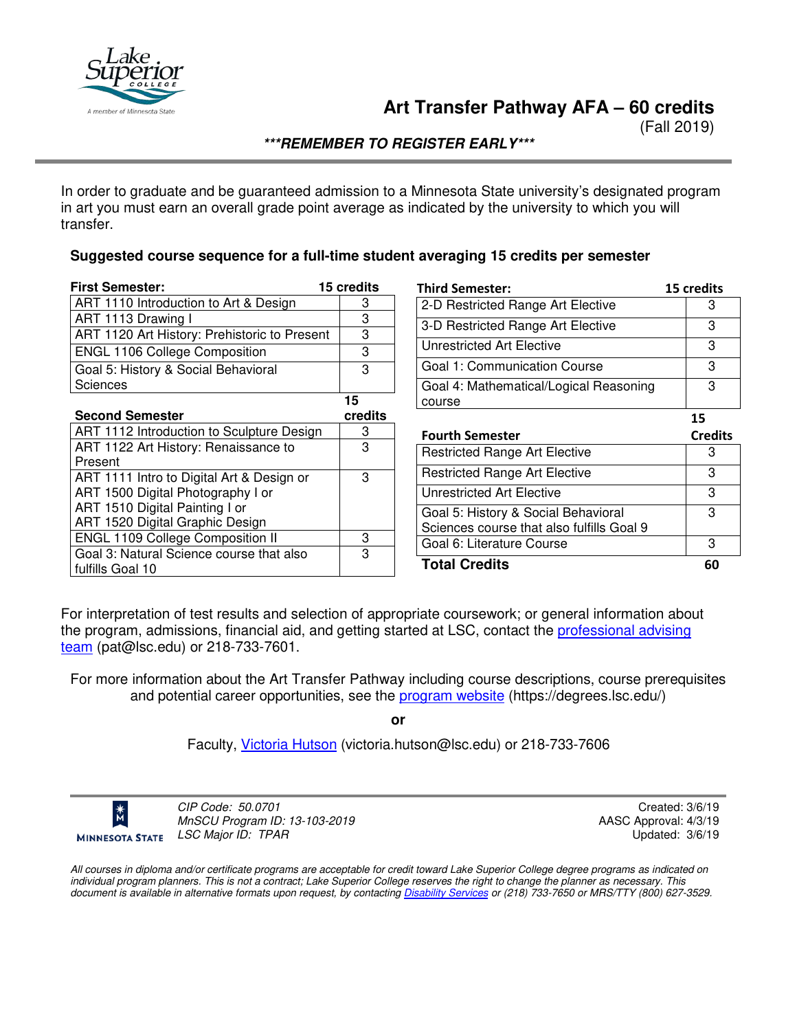# Art Transfer Pathway AFA – 60 credits

(Fall 2019)

***REMEMBER TO REGISTER EARLY***

In order to graduate and be guaranteed admission to a Minnesota State university's designated program in art you must earn an overall grade point average as indicated by the university to which you will transfer.

### Suggested course sequence for a full-time student averaging 15 credits per semester

| First Semester: | 15 credits |
|---|---|
| ART 1110 Introduction to Art & Design | 3 |
| ART 1113 Drawing I | 3 |
| ART 1120 Art History: Prehistoric to Present | 3 |
| ENGL 1106 College Composition | 3 |
| Goal 5: History & Social Behavioral Sciences | 3 |

| Second Semester | 15 credits |
|---|---|
| ART 1112 Introduction to Sculpture Design | 3 |
| ART 1122 Art History: Renaissance to Present | 3 |
| ART 1111 Intro to Digital Art & Design or ART 1500 Digital Photography I or ART 1510 Digital Painting I or ART 1520 Digital Graphic Design | 3 |
| ENGL 1109 College Composition II | 3 |
| Goal 3: Natural Science course that also fulfills Goal 10 | 3 |

| Third Semester: | 15 credits |
|---|---|
| 2-D Restricted Range Art Elective | 3 |
| 3-D Restricted Range Art Elective | 3 |
| Unrestricted Art Elective | 3 |
| Goal 1: Communication Course | 3 |
| Goal 4: Mathematical/Logical Reasoning course | 3 |

| Fourth Semester | 15 Credits |
|---|---|
| Restricted Range Art Elective | 3 |
| Restricted Range Art Elective | 3 |
| Unrestricted Art Elective | 3 |
| Goal 5: History & Social Behavioral Sciences course that also fulfills Goal 9 | 3 |
| Goal 6: Literature Course | 3 |
| **Total Credits** | **60** |

For interpretation of test results and selection of appropriate coursework; or general information about the program, admissions, financial aid, and getting started at LSC, contact the professional advising team (pat@lsc.edu) or 218-733-7601.

For more information about the Art Transfer Pathway including course descriptions, course prerequisites and potential career opportunities, see the program website (https://degrees.lsc.edu/)

**or**

Faculty, Victoria Hutson (victoria.hutson@lsc.edu) or 218-733-7606

*CIP Code: 50.0701*
*MnSCU Program ID: 13-103-2019*
*LSC Major ID: TPAR*

Created: 3/6/19
AASC Approval: 4/3/19
Updated: 3/6/19

*All courses in diploma and/or certificate programs are acceptable for credit toward Lake Superior College degree programs as indicated on individual program planners. This is not a contract; Lake Superior College reserves the right to change the planner as necessary. This document is available in alternative formats upon request, by contacting Disability Services or (218) 733-7650 or MRS/TTY (800) 627-3529.*